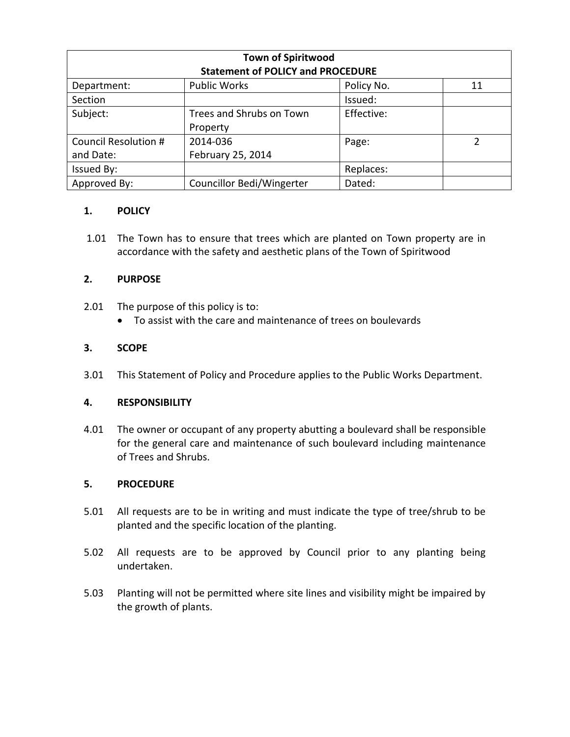| Town of Spiritwood<br>Statement of POLICY and PROCEDURE | | | |
|---|---|---|---|
| Department: | Public Works | Policy No. | 11 |
| Section | | Issued: | |
| Subject: | Trees and Shrubs on Town Property | Effective: | |
| Council Resolution # and Date: | 2014-036<br>February 25, 2014 | Page: | 2 |
| Issued By: | | Replaces: | |
| Approved By: | Councillor Bedi/Wingerter | Dated: | |

## 1. POLICY

1.01 The Town has to ensure that trees which are planted on Town property are in accordance with the safety and aesthetic plans of the Town of Spiritwood

## 2. PURPOSE

2.01 The purpose of this policy is to:

- To assist with the care and maintenance of trees on boulevards

## 3. SCOPE

3.01 This Statement of Policy and Procedure applies to the Public Works Department.

## 4. RESPONSIBILITY

4.01 The owner or occupant of any property abutting a boulevard shall be responsible for the general care and maintenance of such boulevard including maintenance of Trees and Shrubs.

## 5. PROCEDURE

5.01 All requests are to be in writing and must indicate the type of tree/shrub to be planted and the specific location of the planting.

5.02 All requests are to be approved by Council prior to any planting being undertaken.

5.03 Planting will not be permitted where site lines and visibility might be impaired by the growth of plants.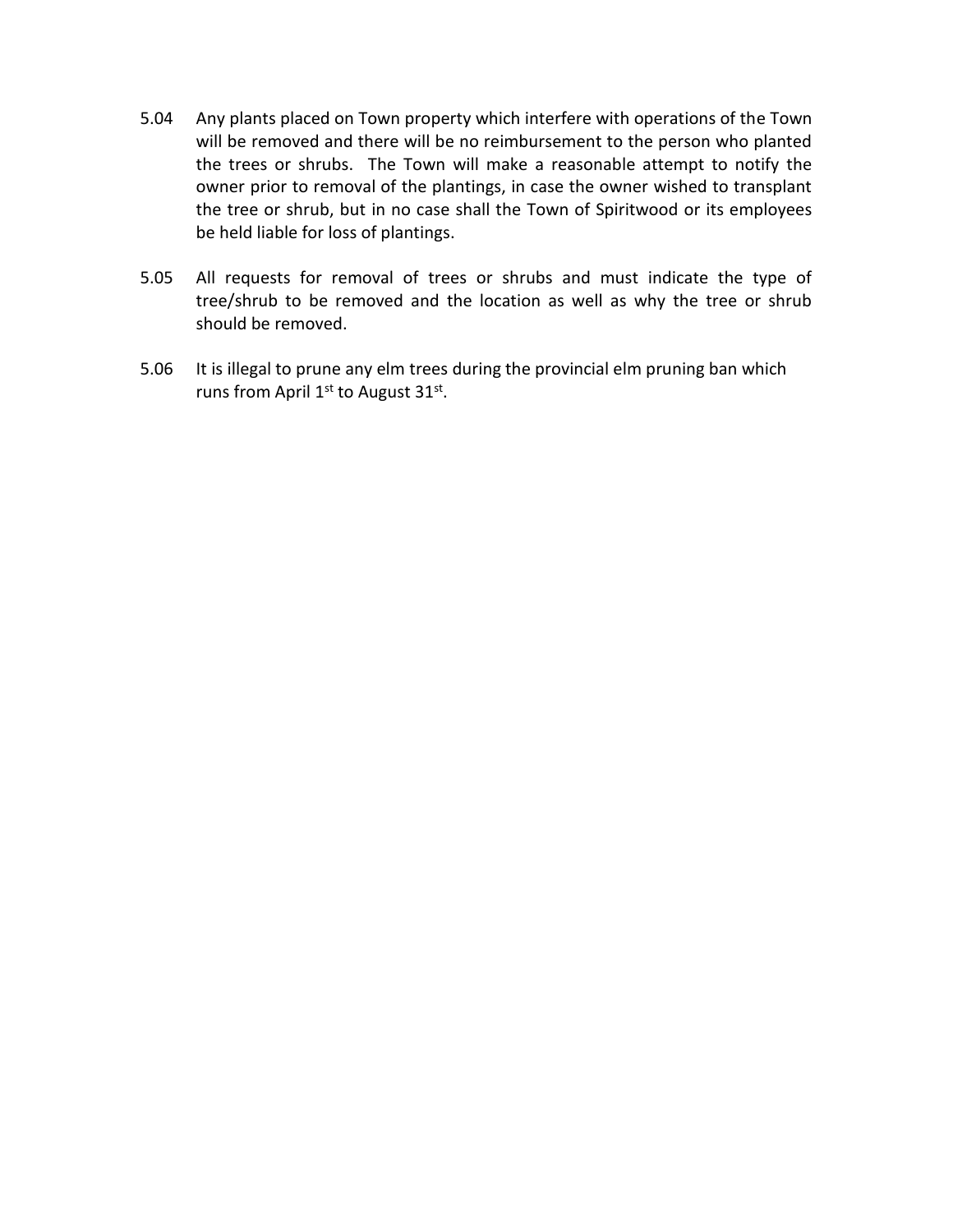5.04 Any plants placed on Town property which interfere with operations of the Town will be removed and there will be no reimbursement to the person who planted the trees or shrubs. The Town will make a reasonable attempt to notify the owner prior to removal of the plantings, in case the owner wished to transplant the tree or shrub, but in no case shall the Town of Spiritwood or its employees be held liable for loss of plantings.

5.05 All requests for removal of trees or shrubs and must indicate the type of tree/shrub to be removed and the location as well as why the tree or shrub should be removed.

5.06 It is illegal to prune any elm trees during the provincial elm pruning ban which runs from April 1st to August 31st.